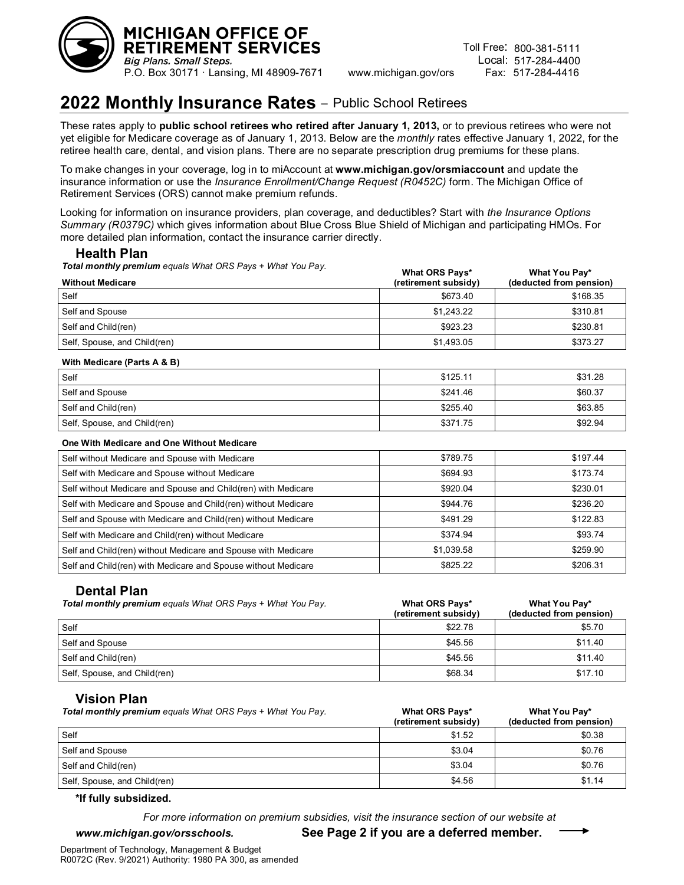**MICHIGAN OFFICE OF RETIREMENT SERVICES**
*Big Plans. Small Steps.*
P.O. Box 30171 · Lansing, MI 48909-7671 www.michigan.gov/ors

Toll Free: 800-381-5111
Local: 517-284-4400
Fax: 517-284-4416

# 2022 Monthly Insurance Rates – Public School Retirees

These rates apply to **public school retirees who retired after January 1, 2013,** or to previous retirees who were not yet eligible for Medicare coverage as of January 1, 2013. Below are the *monthly* rates effective January 1, 2022, for the retiree health care, dental, and vision plans. There are no separate prescription drug premiums for these plans.

To make changes in your coverage, log in to miAccount at **www.michigan.gov/orsmiaccount** and update the insurance information or use the *Insurance Enrollment/Change Request (R0452C)* form. The Michigan Office of Retirement Services (ORS) cannot make premium refunds.

Looking for information on insurance providers, plan coverage, and deductibles? Start with *the Insurance Options Summary (R0379C)* which gives information about Blue Cross Blue Shield of Michigan and participating HMOs. For more detailed plan information, contact the insurance carrier directly.

## Health Plan

***Total monthly premium*** *equals What ORS Pays + What You Pay.*

| Without Medicare | What ORS Pays* (retirement subsidy) | What You Pay* (deducted from pension) |
|---|---|---|
| Self | $673.40 | $168.35 |
| Self and Spouse | $1,243.22 | $310.81 |
| Self and Child(ren) | $923.23 | $230.81 |
| Self, Spouse, and Child(ren) | $1,493.05 | $373.27 |
| **With Medicare (Parts A & B)** | | |
| Self | $125.11 | $31.28 |
| Self and Spouse | $241.46 | $60.37 |
| Self and Child(ren) | $255.40 | $63.85 |
| Self, Spouse, and Child(ren) | $371.75 | $92.94 |
| **One With Medicare and One Without Medicare** | | |
| Self without Medicare and Spouse with Medicare | $789.75 | $197.44 |
| Self with Medicare and Spouse without Medicare | $694.93 | $173.74 |
| Self without Medicare and Spouse and Child(ren) with Medicare | $920.04 | $230.01 |
| Self with Medicare and Spouse and Child(ren) without Medicare | $944.76 | $236.20 |
| Self and Spouse with Medicare and Child(ren) without Medicare | $491.29 | $122.83 |
| Self with Medicare and Child(ren) without Medicare | $374.94 | $93.74 |
| Self and Child(ren) without Medicare and Spouse with Medicare | $1,039.58 | $259.90 |
| Self and Child(ren) with Medicare and Spouse without Medicare | $825.22 | $206.31 |

## Dental Plan

***Total monthly premium*** *equals What ORS Pays + What You Pay.*

| | What ORS Pays* (retirement subsidy) | What You Pay* (deducted from pension) |
|---|---|---|
| Self | $22.78 | $5.70 |
| Self and Spouse | $45.56 | $11.40 |
| Self and Child(ren) | $45.56 | $11.40 |
| Self, Spouse, and Child(ren) | $68.34 | $17.10 |

## Vision Plan

***Total monthly premium*** *equals What ORS Pays + What You Pay.*

| | What ORS Pays* (retirement subsidy) | What You Pay* (deducted from pension) |
|---|---|---|
| Self | $1.52 | $0.38 |
| Self and Spouse | $3.04 | $0.76 |
| Self and Child(ren) | $3.04 | $0.76 |
| Self, Spouse, and Child(ren) | $4.56 | $1.14 |

**\*If fully subsidized.**

*For more information on premium subsidies, visit the insurance section of our website at* ***www.michigan.gov/orsschools.***

**See Page 2 if you are a deferred member.** →

Department of Technology, Management & Budget
R0072C (Rev. 9/2021) Authority: 1980 PA 300, as amended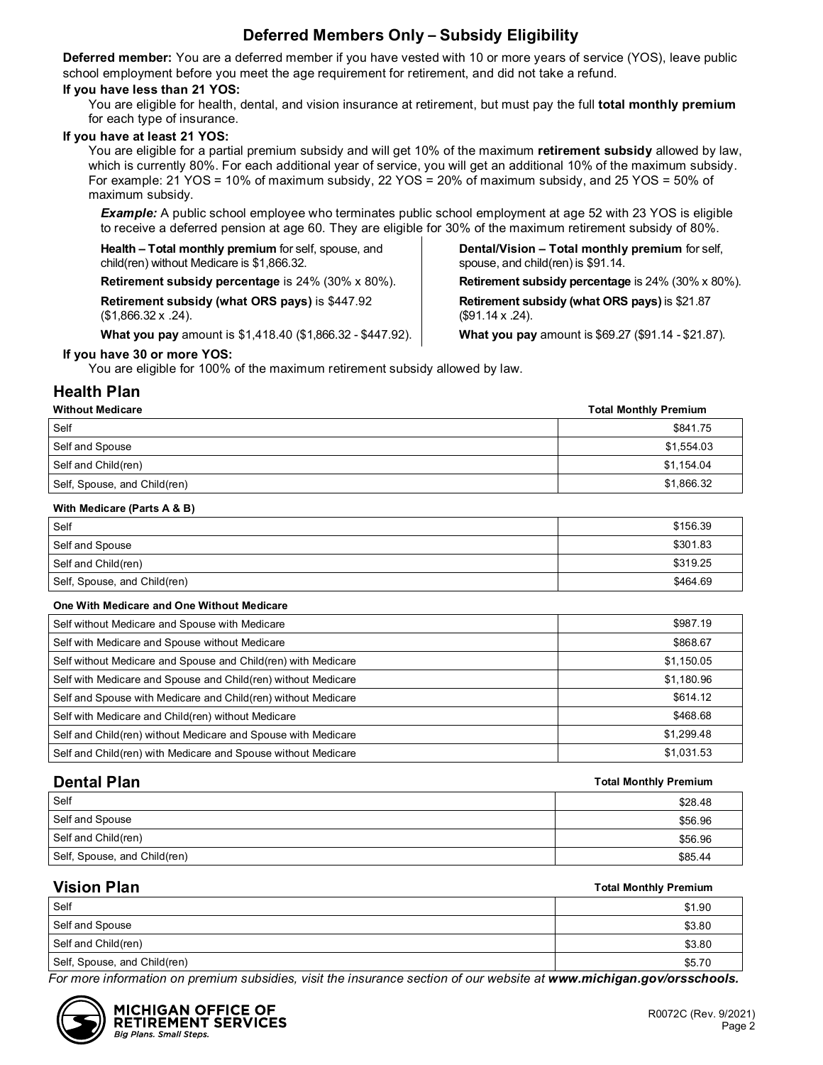## Deferred Members Only – Subsidy Eligibility

**Deferred member:** You are a deferred member if you have vested with 10 or more years of service (YOS), leave public school employment before you meet the age requirement for retirement, and did not take a refund.

**If you have less than 21 YOS:**

You are eligible for health, dental, and vision insurance at retirement, but must pay the full **total monthly premium** for each type of insurance.

**If you have at least 21 YOS:**

You are eligible for a partial premium subsidy and will get 10% of the maximum **retirement subsidy** allowed by law, which is currently 80%. For each additional year of service, you will get an additional 10% of the maximum subsidy. For example: 21 YOS = 10% of maximum subsidy, 22 YOS = 20% of maximum subsidy, and 25 YOS = 50% of maximum subsidy.

***Example:*** A public school employee who terminates public school employment at age 52 with 23 YOS is eligible to receive a deferred pension at age 60. They are eligible for 30% of the maximum retirement subsidy of 80%.

**Health – Total monthly premium** for self, spouse, and child(ren) without Medicare is $1,866.32.

**Retirement subsidy percentage** is 24% (30% x 80%).

**Retirement subsidy (what ORS pays)** is $447.92 ($1,866.32 x .24).

**What you pay** amount is $1,418.40 ($1,866.32 - $447.92).

**Dental/Vision – Total monthly premium** for self, spouse, and child(ren) is $91.14.

**Retirement subsidy percentage** is 24% (30% x 80%).

**Retirement subsidy (what ORS pays)** is $21.87 ($91.14 x .24).

**What you pay** amount is $69.27 ($91.14 - $21.87).

**If you have 30 or more YOS:**

You are eligible for 100% of the maximum retirement subsidy allowed by law.

## Health Plan

| Without Medicare | Total Monthly Premium |
|---|---|
| Self | $841.75 |
| Self and Spouse | $1,554.03 |
| Self and Child(ren) | $1,154.04 |
| Self, Spouse, and Child(ren) | $1,866.32 |

| With Medicare (Parts A & B) | Total Monthly Premium |
|---|---|
| Self | $156.39 |
| Self and Spouse | $301.83 |
| Self and Child(ren) | $319.25 |
| Self, Spouse, and Child(ren) | $464.69 |

| One With Medicare and One Without Medicare | Total Monthly Premium |
|---|---|
| Self without Medicare and Spouse with Medicare | $987.19 |
| Self with Medicare and Spouse without Medicare | $868.67 |
| Self without Medicare and Spouse and Child(ren) with Medicare | $1,150.05 |
| Self with Medicare and Spouse and Child(ren) without Medicare | $1,180.96 |
| Self and Spouse with Medicare and Child(ren) without Medicare | $614.12 |
| Self with Medicare and Child(ren) without Medicare | $468.68 |
| Self and Child(ren) without Medicare and Spouse with Medicare | $1,299.48 |
| Self and Child(ren) with Medicare and Spouse without Medicare | $1,031.53 |

## Dental Plan

| | Total Monthly Premium |
|---|---|
| Self | $28.48 |
| Self and Spouse | $56.96 |
| Self and Child(ren) | $56.96 |
| Self, Spouse, and Child(ren) | $85.44 |

## Vision Plan

| | Total Monthly Premium |
|---|---|
| Self | $1.90 |
| Self and Spouse | $3.80 |
| Self and Child(ren) | $3.80 |
| Self, Spouse, and Child(ren) | $5.70 |

*For more information on premium subsidies, visit the insurance section of our website at **www.michigan.gov/orsschools.***

MICHIGAN OFFICE OF RETIREMENT SERVICES
*Big Plans. Small Steps.*

R0072C (Rev. 9/2021)